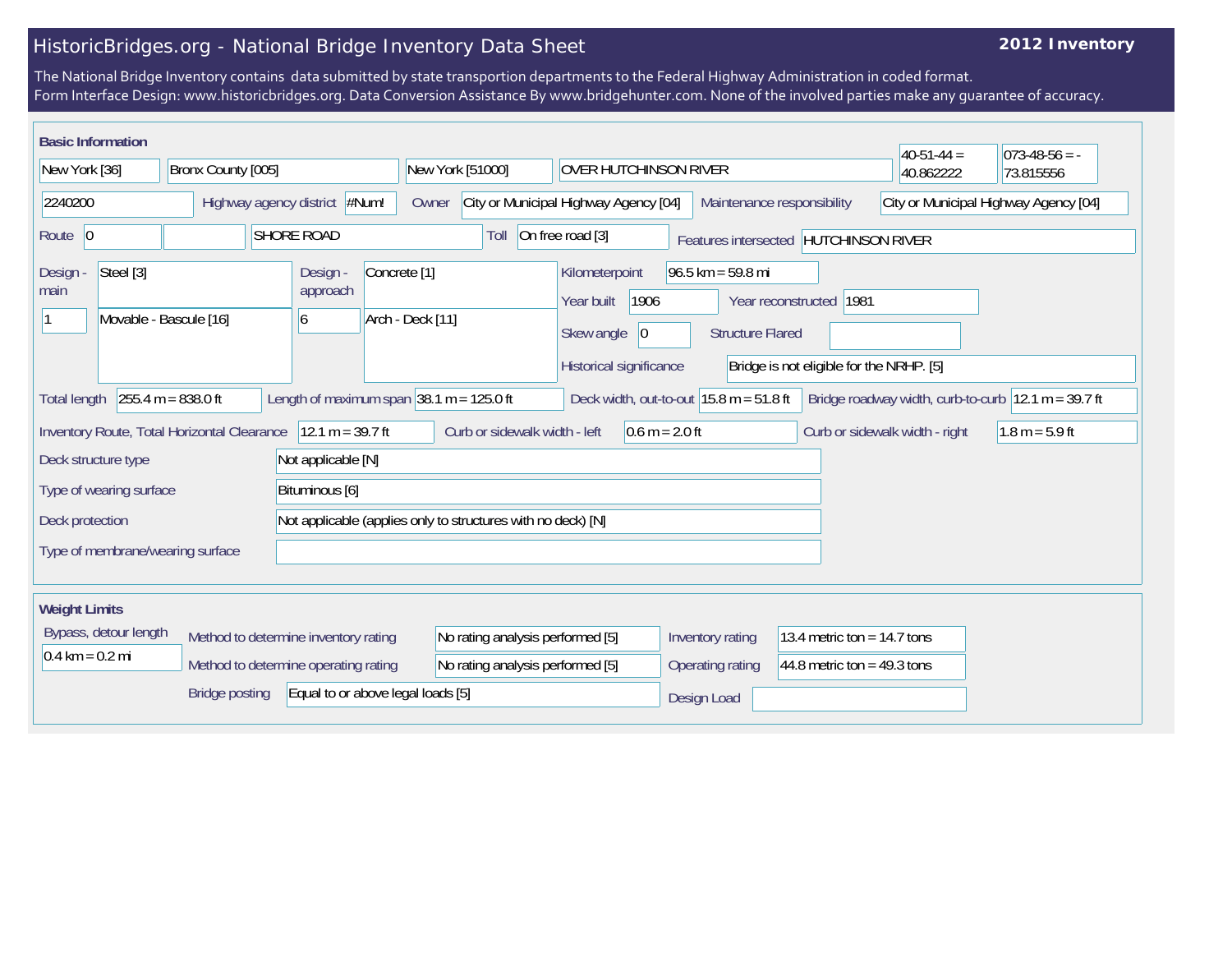# HistoricBridges.org - National Bridge Inventory Data Sheet

**2012 Inventory**

The National Bridge Inventory contains data submitted by state transportion departments to the Federal Highway Administration in coded format.
Form Interface Design: www.historicbridges.org. Data Conversion Assistance By www.bridgehunter.com. None of the involved parties make any guarantee of accuracy.

## Basic Information

| | |
|---|---|
| State | New York [36] |
| County | Bronx County [005] |
| Place | New York [51000] |
| Facility | OVER HUTCHINSON RIVER |
| Latitude | 40-51-44 = 40.862222 |
| Longitude | 073-48-56 = -73.815556 |
| Structure number | 2240200 |
| Highway agency district | #Num! |
| Owner | City or Municipal Highway Agency [04] |
| Maintenance responsibility | City or Municipal Highway Agency [04] |
| Route | 0 |
| Route name | SHORE ROAD |
| Toll | On free road [3] |
| Features intersected | HUTCHINSON RIVER |
| Design - main | Steel [3] |
| Design - main (spans / type) | 1 / Movable - Bascule [16] |
| Design - approach | Concrete [1] |
| Design - approach (spans / type) | 6 / Arch - Deck [11] |
| Kilometerpoint | 96.5 km = 59.8 mi |
| Year built | 1906 |
| Year reconstructed | 1981 |
| Skew angle | 0 |
| Structure Flared | |
| Historical significance | Bridge is not eligible for the NRHP. [5] |
| Total length | 255.4 m = 838.0 ft |
| Length of maximum span | 38.1 m = 125.0 ft |
| Deck width, out-to-out | 15.8 m = 51.8 ft |
| Bridge roadway width, curb-to-curb | 12.1 m = 39.7 ft |
| Inventory Route, Total Horizontal Clearance | 12.1 m = 39.7 ft |
| Curb or sidewalk width - left | 0.6 m = 2.0 ft |
| Curb or sidewalk width - right | 1.8 m = 5.9 ft |
| Deck structure type | Not applicable [N] |
| Type of wearing surface | Bituminous [6] |
| Deck protection | Not applicable (applies only to structures with no deck) [N] |
| Type of membrane/wearing surface | |

## Weight Limits

| | |
|---|---|
| Bypass, detour length | 0.4 km = 0.2 mi |
| Method to determine inventory rating | No rating analysis performed [5] |
| Method to determine operating rating | No rating analysis performed [5] |
| Bridge posting | Equal to or above legal loads [5] |
| Inventory rating | 13.4 metric ton = 14.7 tons |
| Operating rating | 44.8 metric ton = 49.3 tons |
| Design Load | |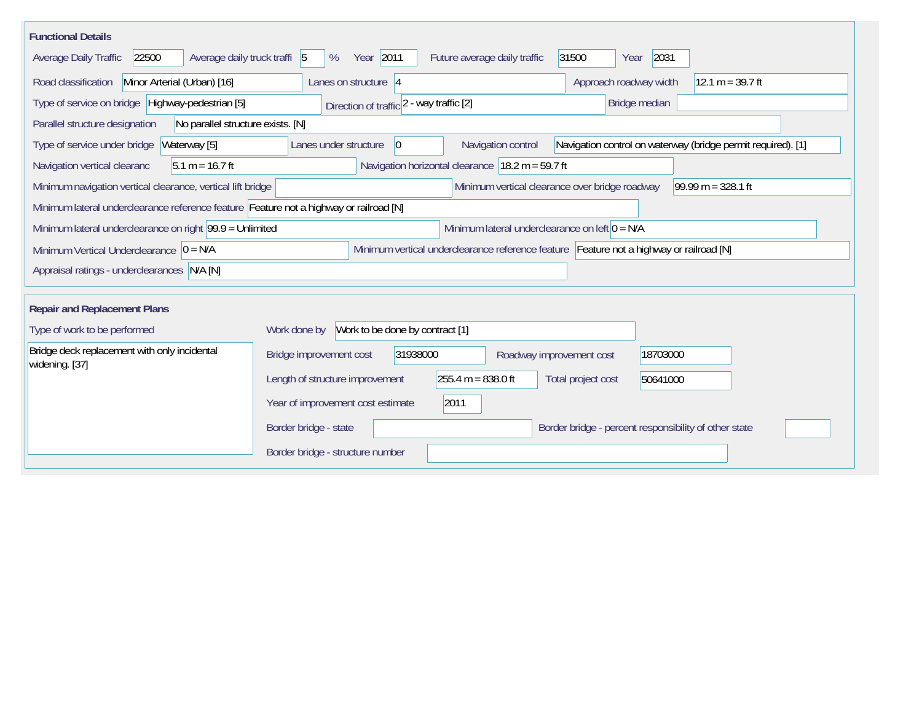## Functional Details

| Field | Value |
|---|---|
| Average Daily Traffic | 22500 |
| Average daily truck traffi | 5 % |
| Year | 2011 |
| Future average daily traffic | 31500 |
| Year | 2031 |
| Road classification | Minor Arterial (Urban) [16] |
| Lanes on structure | 4 |
| Approach roadway width | 12.1 m = 39.7 ft |
| Type of service on bridge | Highway-pedestrian [5] |
| Direction of traffic | 2 - way traffic [2] |
| Bridge median | |
| Parallel structure designation | No parallel structure exists. [N] |
| Type of service under bridge | Waterway [5] |
| Lanes under structure | 0 |
| Navigation control | Navigation control on waterway (bridge permit required). [1] |
| Navigation vertical clearanc | 5.1 m = 16.7 ft |
| Navigation horizontal clearance | 18.2 m = 59.7 ft |
| Minimum navigation vertical clearance, vertical lift bridge | |
| Minimum vertical clearance over bridge roadway | 99.99 m = 328.1 ft |
| Minimum lateral underclearance reference feature | Feature not a highway or railroad [N] |
| Minimum lateral underclearance on right | 99.9 = Unlimited |
| Minimum lateral underclearance on left | 0 = N/A |
| Minimum Vertical Underclearance | 0 = N/A |
| Minimum vertical underclearance reference feature | Feature not a highway or railroad [N] |
| Appraisal ratings - underclearances | N/A [N] |

## Repair and Replacement Plans

| Field | Value |
|---|---|
| Type of work to be performed | Bridge deck replacement with only incidental widening. [37] |
| Work done by | Work to be done by contract [1] |
| Bridge improvement cost | 31938000 |
| Roadway improvement cost | 18703000 |
| Length of structure improvement | 255.4 m = 838.0 ft |
| Total project cost | 50641000 |
| Year of improvement cost estimate | 2011 |
| Border bridge - state | |
| Border bridge - percent responsibility of other state | |
| Border bridge - structure number | |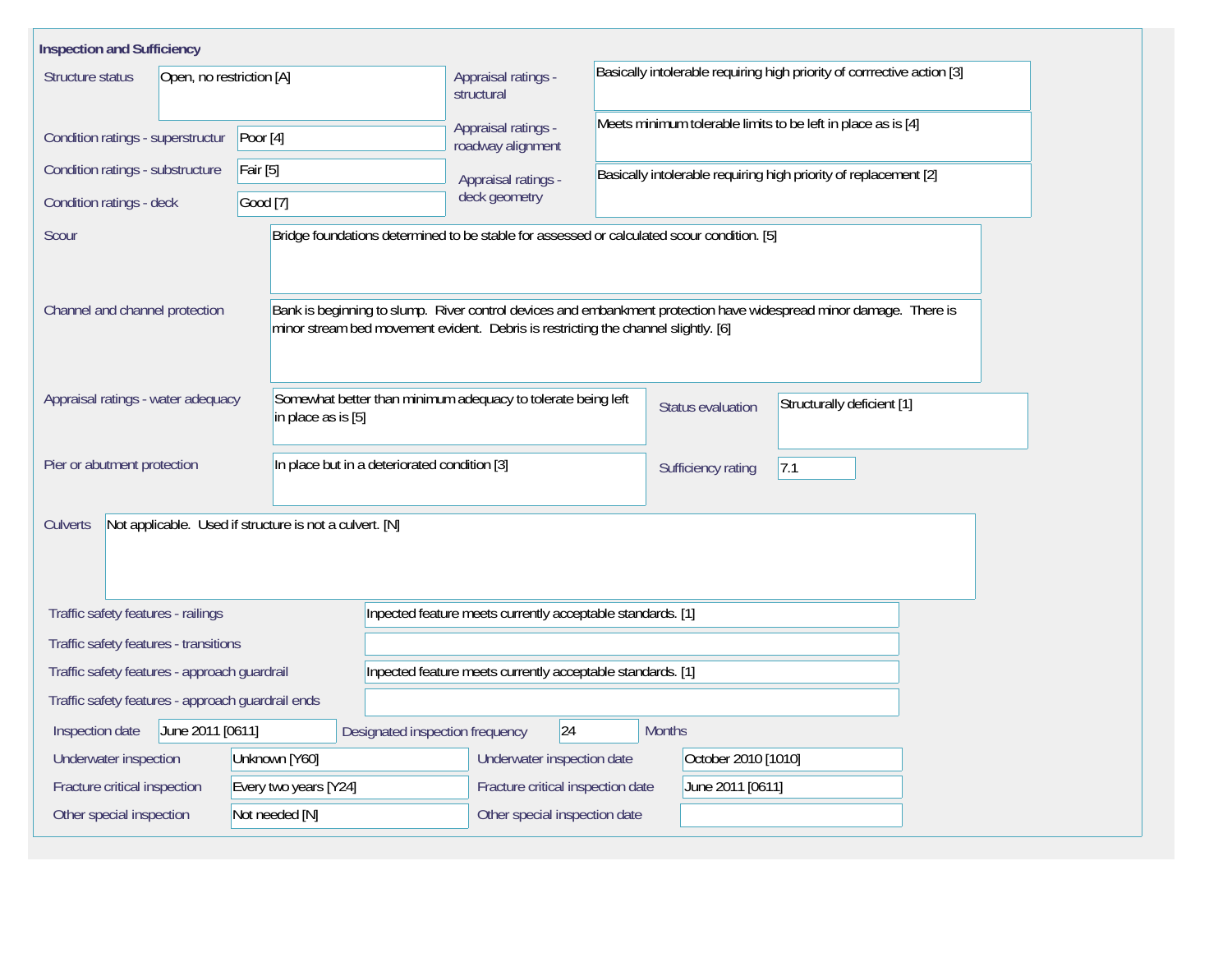## Inspection and Sufficiency

| Field | Value |
|---|---|
| Structure status | Open, no restriction [A] |
| Appraisal ratings - structural | Basically intolerable requiring high priority of corrrective action [3] |
| Condition ratings - superstructur | Poor [4] |
| Appraisal ratings - roadway alignment | Meets minimum tolerable limits to be left in place as is [4] |
| Condition ratings - substructure | Fair [5] |
| Appraisal ratings - deck geometry | Basically intolerable requiring high priority of replacement [2] |
| Condition ratings - deck | Good [7] |
| Scour | Bridge foundations determined to be stable for assessed or calculated scour condition. [5] |
| Channel and channel protection | Bank is beginning to slump. River control devices and embankment protection have widespread minor damage. There is minor stream bed movement evident. Debris is restricting the channel slightly. [6] |
| Appraisal ratings - water adequacy | Somewhat better than minimum adequacy to tolerate being left in place as is [5] |
| Status evaluation | Structurally deficient [1] |
| Pier or abutment protection | In place but in a deteriorated condition [3] |
| Sufficiency rating | 7.1 |
| Culverts | Not applicable. Used if structure is not a culvert. [N] |
| Traffic safety features - railings | Inpected feature meets currently acceptable standards. [1] |
| Traffic safety features - transitions | |
| Traffic safety features - approach guardrail | Inpected feature meets currently acceptable standards. [1] |
| Traffic safety features - approach guardrail ends | |
| Inspection date | June 2011 [0611] |
| Designated inspection frequency | 24 Months |
| Underwater inspection | Unknown [Y60] |
| Underwater inspection date | October 2010 [1010] |
| Fracture critical inspection | Every two years [Y24] |
| Fracture critical inspection date | June 2011 [0611] |
| Other special inspection | Not needed [N] |
| Other special inspection date | |